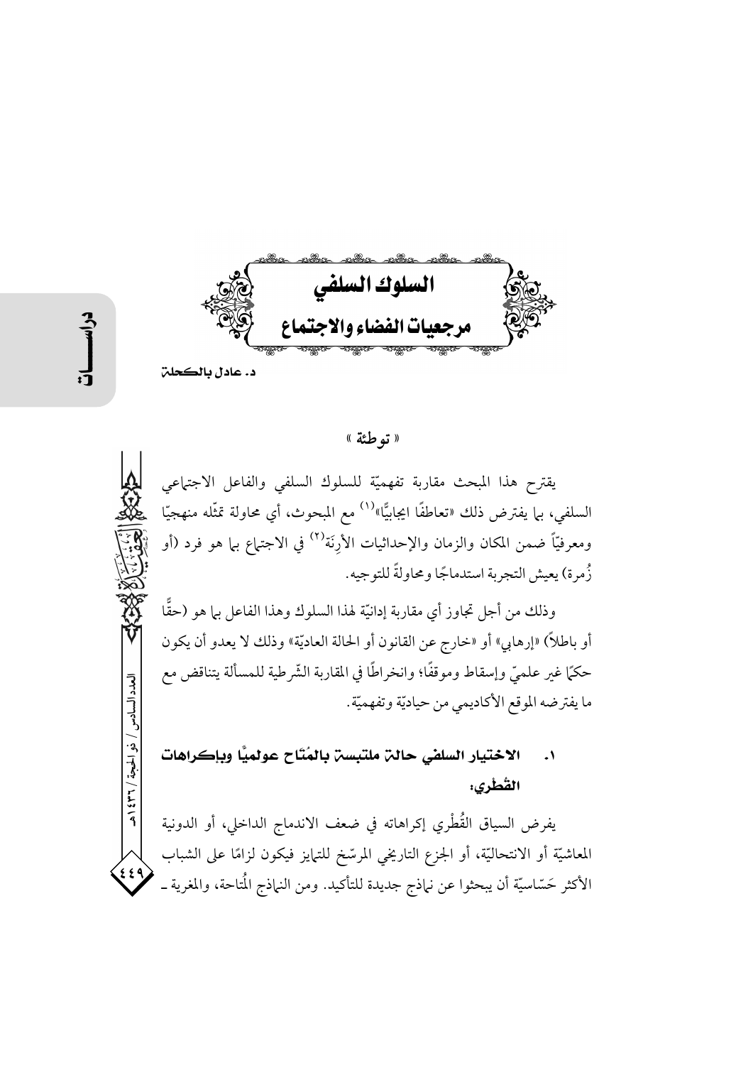# السلوك السلفي
# مرجعيات الفضاء والاجتماع

د. عادل بالكحلة

« توطئة »

يقترح هذا المبحث مقاربة تفهميّة للسلوك السلفي والفاعل الاجتماعي السلفي، بما يفترض ذلك «تعاطفًا ايجابيًّا»[1] مع المبحوث، أي محاولة تمثّله منهجيّا ومعرفيّاً ضمن المكان والزمان والإحداثيات الأرِنَة[2] في الاجتماع بما هو فرد (أو زُمرة) يعيش التجربة استدماجًا ومحاولةً للتوجيه.

وذلك من أجل تجاوز أي مقاربة إدانيّة لهذا السلوك وهذا الفاعل بما هو (حقًّا أو باطلاً) «إرهابي» أو «خارج عن القانون أو الحالة العاديّة» وذلك لا يعدو أن يكون حكمًا غير علميّ وإسقاط وموقفًا؛ وانخراطًا في المقاربة الشّرطية للمسألة يتناقض مع ما يفترضه الموقع الأكاديمي من حياديّة وتفهميّة.

## ١. الاختيار السلفي حالة ملتبسة بالمُتاح عولميًّا وبإكراهات القُطْري:

يفرض السياق القُطْري إكراهاته في ضعف الاندماج الداخلي، أو الدونية المعاشيّة أو الانتحاليّة، أو الجزع التاريخي المرسّخ للتمايز فيكون لزامًا على الشباب الأكثر حَسّاسيّة أن يبحثوا عن نماذج جديدة للتأكيد. ومن النماذج المُتاحة، والمغرية ـ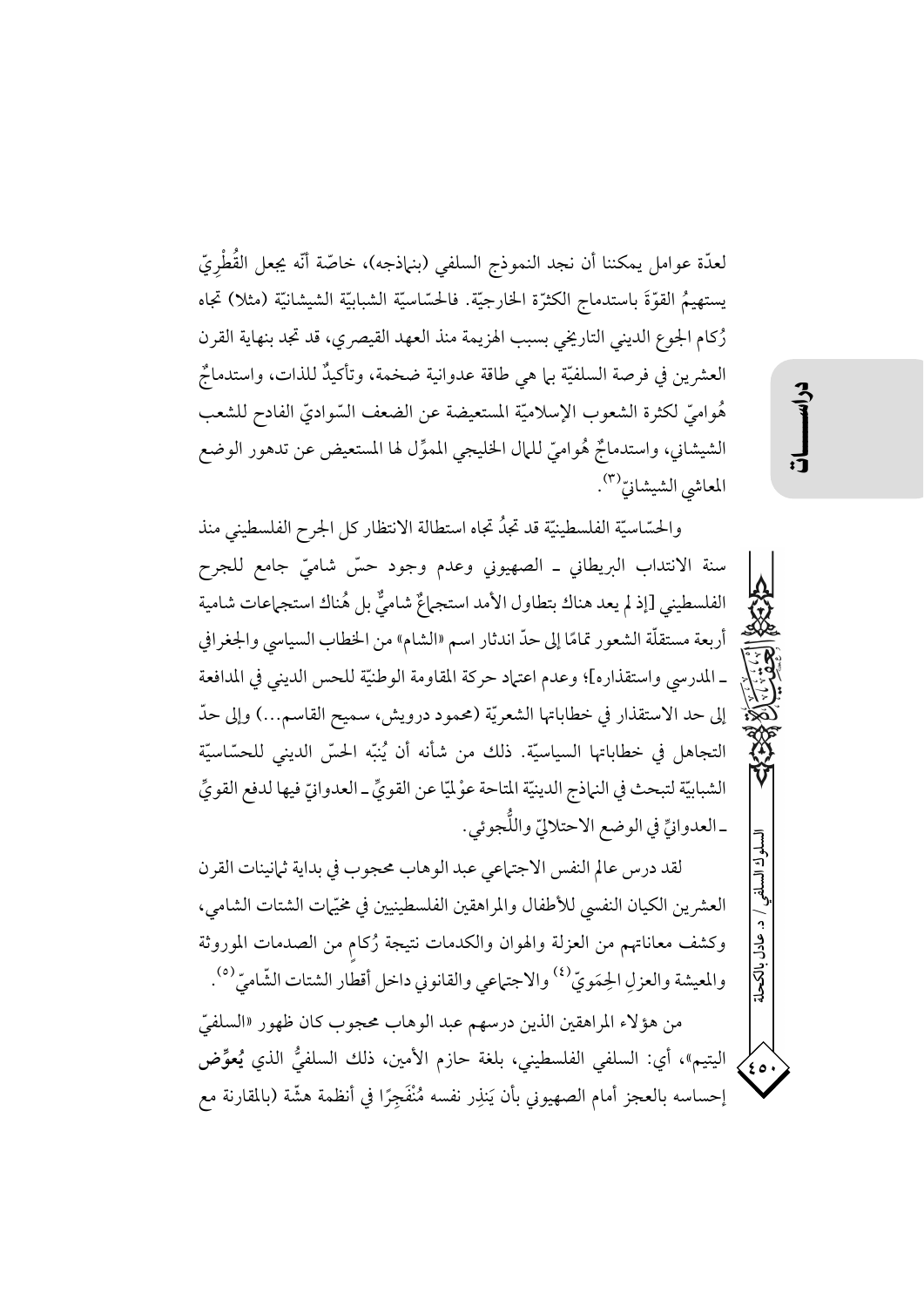لعدّة عوامل يمكننا أن نجد النموذج السلفي (بنماذجه)، خاصّة أنّه يجعل القُطْرِيّ يستهيمُ القوّةَ باستدماج الكثرّة الخارجيّة. فالحسّاسيّة الشبابيّة الشيشانيّة (مثلا) تجاه رُكام الجوع الديني التاريخي بسبب الهزيمة منذ العهد القيصري، قد تجد بنهاية القرن العشرين في فرصة السلفيّة بما هي طاقة عدوانية ضخمة، وتأكيدٌ للذات، واستدماجٌ هُواميّ لكثرة الشعوب الإسلاميّة المستعيضة عن الضعف السّواديّ الفادح للشعب الشيشاني، واستدماجٌ هُواميّ للمال الخليجي المموِّل لها المستعيض عن تدهور الوضع المعاشي الشيشانيّ[3].

والحسّاسيّة الفلسطينيّة قد تجدُ تجاه استطالة الانتظار كل الجرح الفلسطيني منذ سنة الانتداب البريطاني ـ الصهيوني وعدم وجود حسّ شاميّ جامع للجرح الفلسطيني [إذ لم يعد هناك بتطاول الأمد استجماعٌ شاميٌّ بل هُناك استجماعات شامية أربعة مستقلّة الشعور تمامًا إلى حدّ اندثار اسم «الشام» من الخطاب السياسي والجغرافي ـ المدرسي واستقذاره]؛ وعدم اعتماد حركة المقاومة الوطنيّة للحس الديني في المدافعة إلى حد الاستقذار في خطاباتها الشعريّة (محمود درويش، سميح القاسم...) وإلى حدّ التجاهل في خطاباتها السياسيّة. ذلك من شأنه أن يُنبّه الحسّ الديني للحسّاسيّة الشبابيّة لتبحث في النماذج الدينيّة المتاحة عوْلميّا عن القويِّ ـ العدوانيّ فيها لدفع القويِّ ـ العدوانيّ في الوضع الاحتلاليّ واللُّجوئي.

لقد درس عالم النفس الاجتماعي عبد الوهاب محجوب في بداية ثمانينات القرن العشرين الكيان النفسي للأطفال والمراهقين الفلسطينيين في مخيّمات الشتات الشامي، وكشف معاناتهم من العزلة والهوان والكدمات نتيجة رُكامٍ من الصدمات الموروثة والمعيشة والعزلِ الحِمَويّ[4] والاجتماعي والقانوني داخل أقطار الشتات الشّاميّ[5].

من هؤلاء المراهقين الذين درسهم عبد الوهاب محجوب كان ظهور «السلفيّ اليتيم»، أي: السلفي الفلسطيني، بلغة حازم الأمين، ذلك السلفيُّ الذي **يُعوِّض** إحساسه بالعجز أمام الصهيوني بأن يَنذِر نفسه مُنْفَجِرًا في أنظمة هشّة (بالمقارنة مع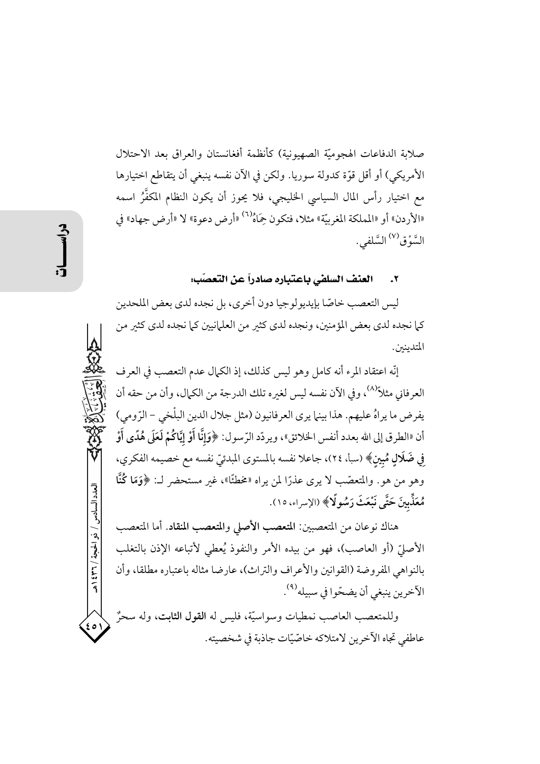صلابة الدفاعات الهجوميّة الصهيونية) كأنظمة أفغانستان والعراق بعد الاحتلال الأمريكي) أو أقل قوّة كدولة سوريا. ولكن في الآن نفسه ينبغي أن يتقاطع اختيارها مع اختيار رأس المال السياسي الخليجي، فلا يجوز أن يكون النظام المكفَّرُ اسمه «الأردن» أو «المملكة المغربيّة» مثلا، فتكون حِمَاهُ[6] «أرض دعوة» لا «أرض جهاد» في السَّوْق[7] السَّلفي.

### ٢. العنف السلفي باعتباره صادراً عن التعصّب:

ليس التعصب خاصّا بإيديولوجيا دون أخرى، بل نجده لدى بعض الملحدين كما نجده لدى بعض المؤمنين، ونجده لدى كثير من العلمانيين كما نجده لدى كثير من المتدينين.

إنّه اعتقاد المرء أنه كامل وهو ليس كذلك، إذ الكمال عدم التعصب في العرف العرفاني مثلاً[8]، وفي الآن نفسه ليس لغيره تلك الدرجة من الكمال، وأن من حقه أن يفرض ما يراهُ عليهم. هذا بينما يرى العرفانيون (مثل جلال الدين البلْخي - الرّومي) أن «الطرق إلى الله بعدد أنفس الخلائق»، ويردّد الرّسول: ﴿**وَإِنَّا أَوْ إِيَّاكُمْ لَعَلَى هُدًى أَوْ فِي ضَلَالٍ مُبِينٍ**﴾ (سبأ، ٢٤)، جاعلا نفسه بالمستوى المبدئيّ نفسه مع خصيمه الفكري، وهو من هو. والمتعصّب لا يرى عذرًا لمن يراه «مخطئًا»، غير مستحضر لـ: ﴿**وَمَا كُنَّا مُعَذِّبِينَ حَتَّى نَبْعَثَ رَسُولًا**﴾ (الإسراء، ١٥).

هناك نوعان من المتعصبين: **المتعصب الأصلي** و**المتعصب المنقاد**. أما المتعصب الأصليّ (أو العاصب)، فهو من بيده الأمر والنفوذ يُعطي لأتباعه الإذن بالتغلب بالنواهي المفروضة (القوانين والأعراف والتراث)، عارضا مثاله باعتباره مطلقا، وأن الآخرين ينبغي أن يضحّوا في سبيله[9].

وللمتعصب العاصب نمطيات وسواسيّة، فليس له **القول الثابت**، وله سحرٌ عاطفي تجاه الآخرين لامتلاكه خاصّيّات جاذبة في شخصيته.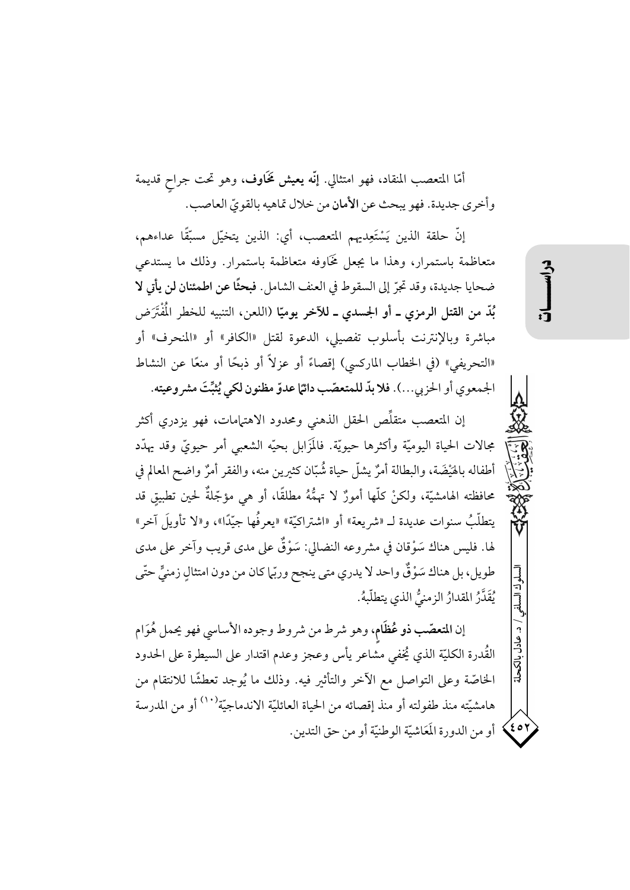أمّا المتعصب المنقاد، فهو امتثالي. **إنّه يعيش مَخَاوف**، وهو تحت جراحٍ قديمة وأخرى جديدة. فهو يبحث عن **الأمان** من خلال تماهيه بالقويّ العاصب.

إنّ حلقة الذين يَسْتَعِديهم المتعصب، أي: الذين يتخيّل مسبّقًا عداءهم، متعاظمة باستمرار، وهذا ما يجعل مَخَاوفه متعاظمة باستمرار. وذلك ما يستدعي ضحايا جديدة، وقد تجرّ إلى السقوط في العنف الشامل. **فبحثًا عن اطمئنان لن يأتي لا بُدّ من القتل الرمزي ـ أو الجسدي ـ للآخر يوميًا** (اللعن، التنبيه للخطر المُفْتَرَض مباشرة وبالإنترنت بأسلوب تفصيلي، الدعوة لقتل «الكافر» أو «المنحرف» أو «التحريفي» (في الخطاب الماركسي) إقصاءً أو عزلاً أو ذبحًا أو منعًا عن النشاط الجمعوي أو الحزبي...). **فلا بدّ للمتعصّب دائمًا عدوٌ مظنون لكي يُثْبِّتَ مشروعيته.**

إن المتعصب متقلِّص الحقل الذهني ومحدود الاهتمامات، فهو يزدري أكثر مجالات الحياة اليومية وأكثرها حيويّة. فالمَزَابل بحيّه الشعبي أمر حيويّ وقد يهدّد أطفاله بالهَيْضَة، والبطالة أمرٌ يشلّ حياة شُبّان كثيرين منه، والفقر أمرٌ واضح المعالم في محافظته الهامشيّة، ولكنْ كلّها أمورٌ لا تهمُّهُ مطلقًا، أو هي مؤجّلةٌ لحين تطبيقٍ قد يتطلّبُ سنوات عديدة لـ «شريعة» أو «اشتراكيّة» «يعرفُها جيّدًا»، و«لا تأويلَ آخر» لها. فليس هناك سَوْقان في مشروعه النضالي: سَوْقٌ على مدى قريب وآخر على مدى طويل، بل هناك سَوْقٌ واحد لا يدري متى ينجح وربّما كان من دون امتثالٍ زمنيٍّ حتّى يُقَدَّرُ المقدارُ الزمنيُّ الذي يتطلّبهُ.

إن **المتعصّب ذو عُظَام**، وهو شرط من شروط وجوده الأساسي فهو يحمل هُوَام القُدرة الكليّة الذي يُخفي مشاعر يأس وعجز وعدم اقتدار على السيطرة على الحدود الخاصّة وعلى التواصل مع الآخر والتأثير فيه. وذلك ما يُوجد تعطشًا للانتقام من هامشيّته منذ طفولته أو منذ إقصائه من الحياة العائليّة الاندماجيّة[١٠] أو من المدرسة أو من الدورة المَعَاشيّة الوطنيّة أو من حق التدين.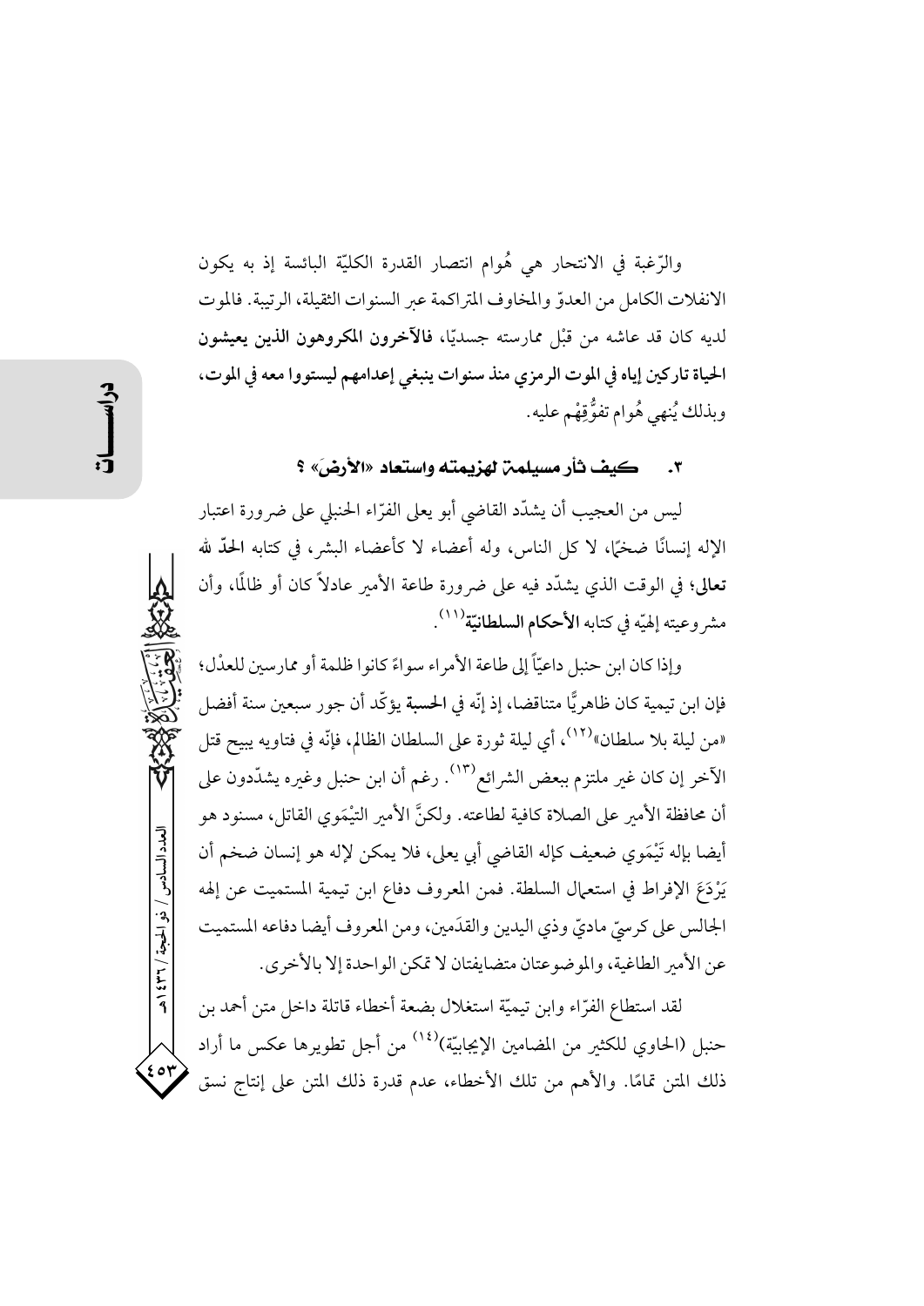والرّغبة في الانتحار هي هُوام انتصار القدرة الكليّة البائسة إذ به يكون الانفلات الكامل من العدوّ والمخاوف المتراكمة عبر السنوات الثقيلة، الرتيبة. فالموت لديه كان قد عاشه من قبْل ممارسته جسديّا، **فالآخرون المكروهون الذين يعيشون الحياة تاركين إياه في الموت الرمزي منذ سنوات ينبغي إعدامهم ليستووا معه في الموت،** وبذلك يُنهي هُوام تفوُّقِهْم عليه.

### ٣. كيف ثأر مسيلمة لهزيمته واستعاد «الأرضَ» ؟

ليس من العجيب أن يشدّد القاضي أبو يعلى الفرّاء الحنبلي على ضرورة اعتبار الإله إنسانًا ضخمًا، لا كل الناس، وله أعضاء لا كأعضاء البشر، في كتابه **الحدّ لله تعالى**؛ في الوقت الذي يشدّد فيه على ضرورة طاعة الأمير عادلاً كان أو ظالمًا، وأن مشروعيته إلهيّة في كتابه **الأحكام السلطانيّة**[11].

وإذا كان ابن حنبل داعيّاً إلى طاعة الأمراء سواءً كانوا ظلمة أو ممارسين للعدْل؛ فإن ابن تيمية كان ظاهريًّا متناقضا، إذ إنّه في **الحسبة** يؤكّد أن جور سبعين سنة أفضل «من ليلة بلا سلطان»[12]، أي ليلة ثورة على السلطان الظالم، فإنّه في فتاويه يبيح قتل الآخر إن كان غير ملتزم ببعض الشرائع[13]. رغم أن ابن حنبل وغيره يشدّدون على أن محافظة الأمير على الصلاة كافية لطاعته. ولكنَّ الأمير التيْمَوي القاتل، مسنود هو أيضا بإله تَيْمَوي ضعيف كإله القاضي أبي يعلى، فلا يمكن لإله هو إنسان ضخم أن يَرْدَعَ الإفراط في استعمال السلطة. فمن المعروف دفاع ابن تيمية المستميت عن إلهه الجالس على كرسيّ ماديّ وذي اليدين والقدَمين، ومن المعروف أيضا دفاعه المستميت عن الأمير الطاغية، والموضوعتان متضايفتان لا تمكن الواحدة إلا بالأخرى.

لقد استطاع الفرّاء وابن تيميّة استغلال بضعة أخطاء قاتلة داخل متن أحمد بن حنبل (الحاوي للكثير من المضامين الإيجابيّة)[14] من أجل تطويرها عكس ما أراد ذلك المتن تمامًا. والأهم من تلك الأخطاء، عدم قدرة ذلك المتن على إنتاج نسق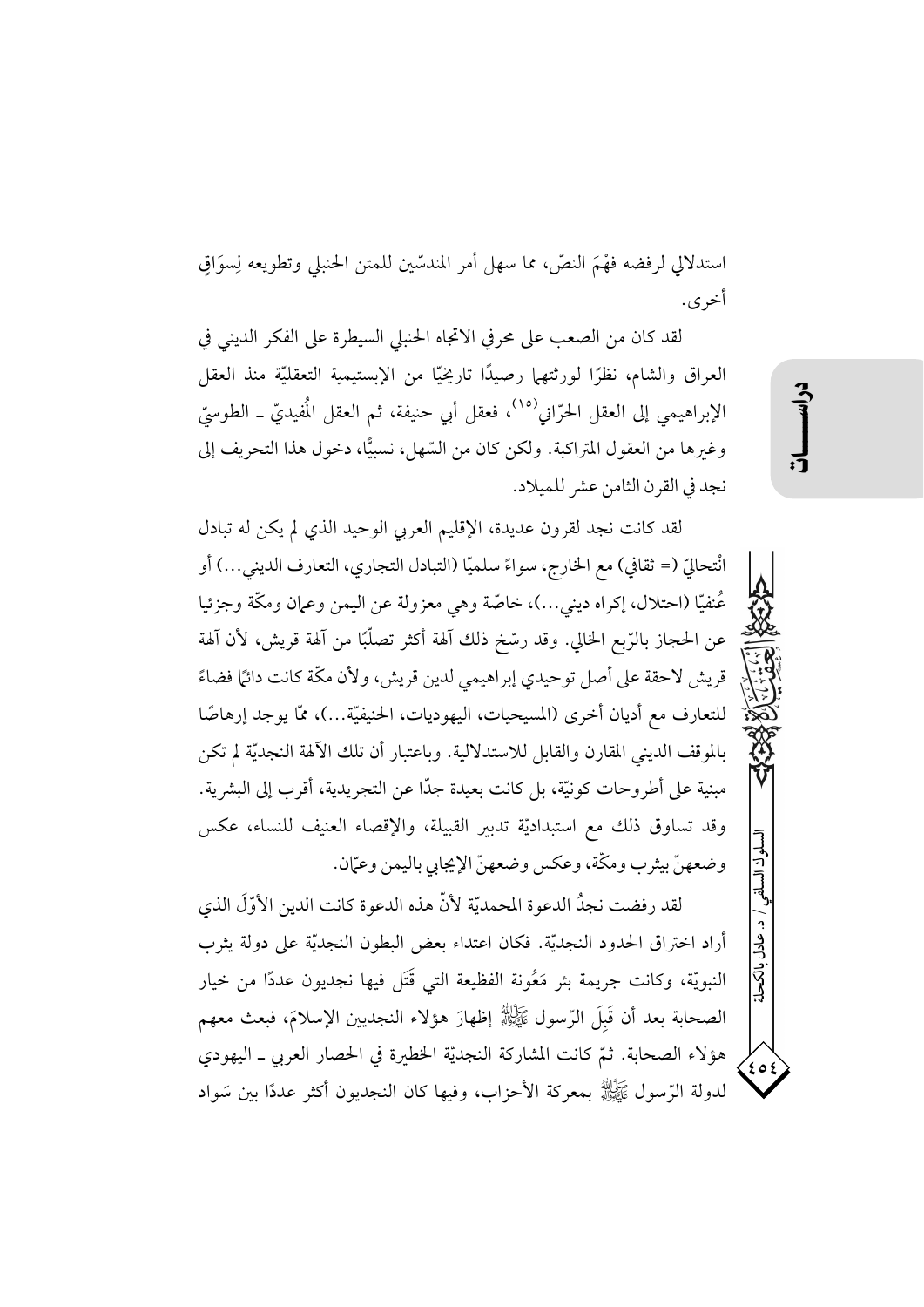استدلالي لرفضه فهْمَ النصّ، مما سهل أمر المندسّين للمتن الحنبلي وتطويعه لِسوَاقٍ أخرى.

لقد كان من الصعب على محرفي الاتجاه الحنبلي السيطرة على الفكر الديني في العراق والشام، نظرًا لورثتهما رصيدًا تاريخيًا من الإبستيمية التعقليّة منذ العقل الإبراهيمي إلى العقل الحرّاني[15]، فعقل أبي حنيفة، ثم العقل المُفيديّ ـ الطوسيّ وغيرها من العقول المتراكبة. ولكن كان من السّهل، نسبيًّا، دخول هذا التحريف إلى نجد في القرن الثامن عشر للميلاد.

لقد كانت نجد لقرون عديدة، الإقليم العربي الوحيد الذي لم يكن له تبادل انْتحاليّ (= ثقافي) مع الخارج، سواءً سلميًّا (التبادل التجاري، التعارف الديني...) أو عُنفيًّا (احتلال، إكراه ديني...)، خاصّة وهي معزولة عن اليمن وعمان ومكّة وجزئيا عن الحجاز بالرّبع الخالي. وقد رسّخ ذلك آلهة أكثر تصلّبًا من آلهة قريش، لأن آلهة قريش لاحقة على أصل توحيدي إبراهيمي لدين قريش، ولأن مكّة كانت دائمًا فضاءً للتعارف مع أديان أخرى (المسيحيات، اليهوديات، الحنيفيّة...)، ممّا يوجد إرهاصًا بالموقف الديني المقارن والقابل للاستدلالية. وباعتبار أن تلك الآلهة النجديّة لم تكن مبنية على أطروحات كونيّة، بل كانت بعيدة جدّا عن التجريدية، أقرب إلى البشرية. وقد تساوق ذلك مع استبداديّة تدبير القبيلة، والإقصاء العنيف للنساء، عكس وضعهنّ بيثرب ومكّة، وعكس وضعهنّ الإيجابي باليمن وعمّان.

لقد رفضت نجدُ الدعوة المحمديّة لأنّ هذه الدعوة كانت الدين الأوّلَ الذي أراد اختراق الحدود النجديّة. فكان اعتداء بعض البطون النجديّة على دولة يثرب النبويّة، وكانت جريمة بئر مَعُونة الفظيعة التي قَتَل فيها نجديون عددًا من خيار الصحابة بعد أن قَبِلَ الرّسول ﷺ إظهارَ هؤلاء النجديين الإسلامَ، فبعث معهم هؤلاء الصحابة. ثمّ كانت المشاركة النجديّة الخطيرة في الحصار العربي ـ اليهودي لدولة الرّسول ﷺ بمعركة الأحزاب، وفيها كان النجديون أكثر عددًا بين سَواد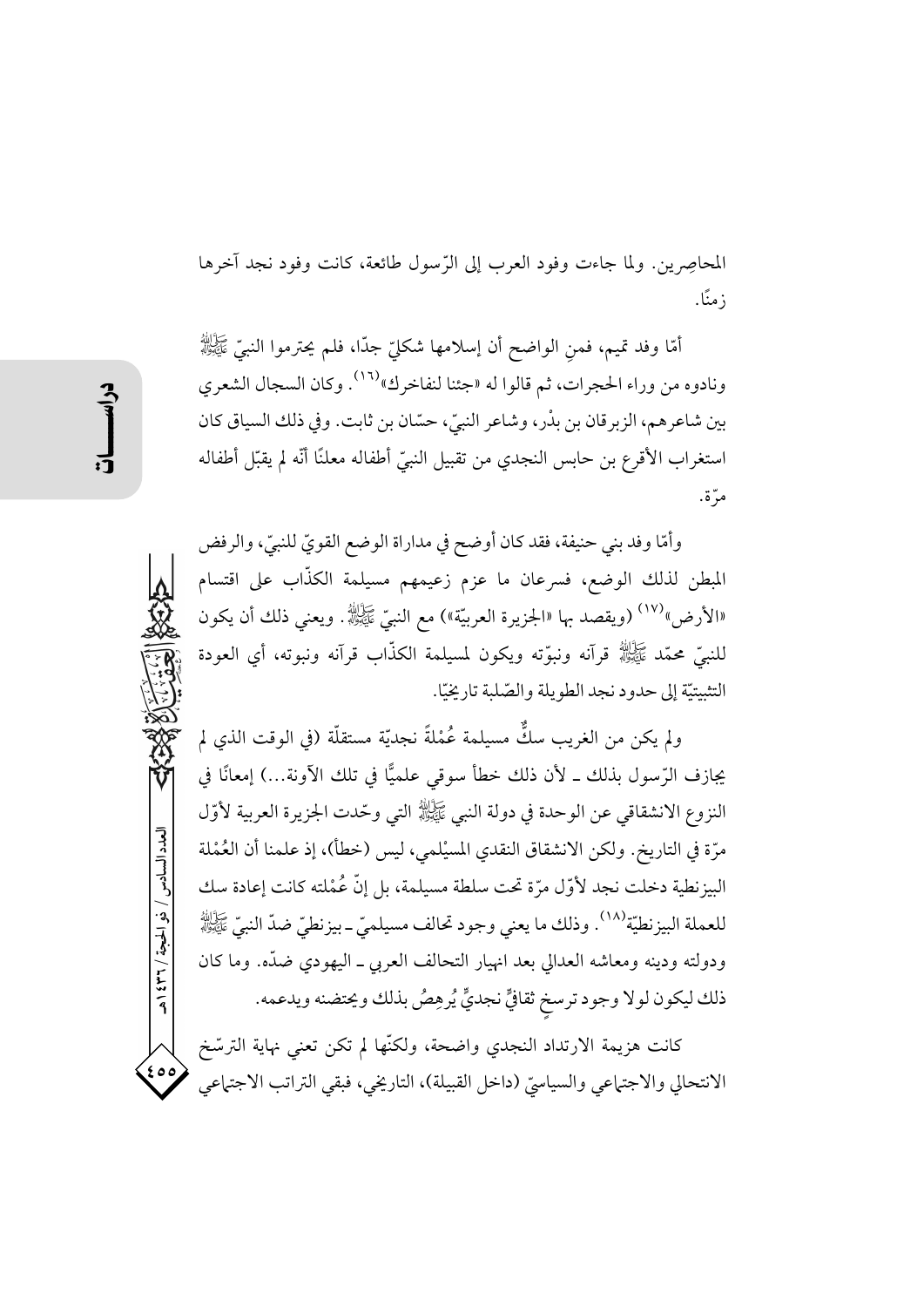المحاصِرين. ولما جاءت وفود العرب إلى الرّسول طائعة، كانت وفود نجد آخرها زمنًا.

أمّا وفد تميم، فمنِ الواضح أن إسلامها شكليّ جدّا، فلم يحترموا النبيّ ﷺ ونادوه من وراء الحجرات، ثم قالوا له «جئنا لنفاخرك»[16]. وكان السجال الشعري بين شاعرهم، الزبرقان بن بدْر، وشاعر النبيّ، حسّان بن ثابت. وفي ذلك السياق كان استغراب الأقرع بن حابس النجدي من تقبيل النبيّ أطفاله معلنًا أنّه لم يقبّل أطفاله مرّة.

وأمّا وفد بني حنيفة، فقد كان أوضح في مداراة الوضع القويّ للنبيّ، والرفض المبطن لذلك الوضع، فسرعان ما عزم زعيمهم مسيلمة الكذّاب على اقتسام «الأرض»[17] (ويقصد بها «الجزيرة العربيّة») مع النبيّ ﷺ. ويعني ذلك أن يكون للنبيّ محمّد ﷺ قرآنه ونبوّته ويكون لمسيلمة الكذّاب قرآنه ونبوته، أي العودة التثبيتيّة إلى حدود نجد الطويلة والصّلبة تاريخيًا.

ولم يكن من الغريب سكُّ مسيلمة عُمْلةً نجديّة مستقلّة (في الوقت الذي لم يجازف الرّسول بذلك ـ لأن ذلك خطأ سوقي علميًّا في تلك الآونة...) إمعانًا في النزوع الانشقاقي عن الوحدة في دولة النبي ﷺ التي وحّدت الجزيرة العربية لأوّل مرّة في التاريخ. ولكن الانشقاق النقدي المسيْلمي، ليس (خطأ)، إذ علمنا أن العُمْلة البيزنطية دخلت نجد لأوّل مرّة تحت سلطة مسيلمة، بل إنّ عُمْلته كانت إعادة سك للعملة البيزنطيّة[18]. وذلك ما يعني وجود تحالف مسيلميّ ـ بيزنطيّ ضدّ النبيّ ﷺ ودولته ودينه ومعاشه العدالي بعد انهيار التحالف العربي ـ اليهودي ضدّه. وما كان ذلك ليكون لولا وجود ترسخٍ ثقافيٍّ نجديٍّ يُرهِصُ بذلك ويحتضنه ويدعمه.

كانت هزيمة الارتداد النجدي واضحة، ولكنّها لم تكن تعني نهاية الترسّخ الانتحالي والاجتماعي والسياسيّ (داخل القبيلة)، التاريخي، فبقي التراتب الاجتماعي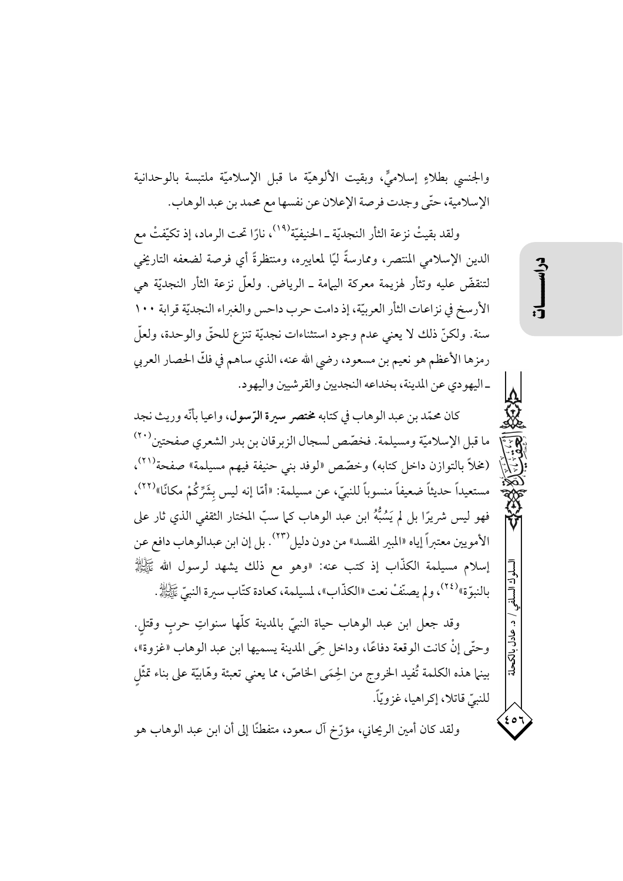والجنسي بطلاءٍ إسلاميٍّ، وبقيت الألوهيّة ما قبل الإسلاميّة ملتبسة بالوحدانية الإسلامية، حتّى وجدت فرصة الإعلان عن نفسها مع محمد بن عبد الوهاب.

ولقد بقيتْ نزعة الثأر النجديّة ـ الحنيفيّة[١٩]، نارًا تحت الرماد، إذ تكيّفتْ مع الدين الإسلامي المنتصر، وممارسةً ليًا لمعاييره، ومنتظرةً أي فرصة لضعفه التاريخي لتنقضّ عليه وتثأر لهزيمة معركة اليمامة ـ الرياض. ولعلّ نزعة الثأر النجديّة هي الأرسخ في نزاعات الثأر العربيّة، إذ دامت حرب داحس والغبراء النجديّة قرابة ١٠٠ سنة. ولكنّ ذلك لا يعني عدم وجود استثناءات نجديّة تنزع للحقّ والوحدة، ولعلّ رمزها الأعظم هو نعيم بن مسعود، رضي الله عنه، الذي ساهم في فكّ الحصار العربي ـ اليهودي عن المدينة، بخداعه النجديين والقرشيين واليهود.

كان محمّد بن عبد الوهاب في كتابه **مختصر سيرة الرّسول**، واعيا بأنّه وريث نجد ما قبل الإسلاميّة ومسيلمة. فخصّص لسجال الزبرقان بن بدر الشعري صفحتين[٢٠] (مخلاً بالتوازن داخل كتابه) وخصّص «لوفد بني حنيفة فيهم مسيلمة» صفحة[٢١]، مستعيداً حديثاً ضعيفاً منسوباً للنبيّ، عن مسيلمة: «أمّا إنه ليس بِشَرِّكُمْ مكانًا»[٢٢]، فهو ليس شريرًا بل لم يَسُبُّهُ ابن عبد الوهاب كما سبّ المختار الثقفي الذي ثار على الأمويين معتبراً إياه «المبير المفسد» من دون دليل[٢٣]. بل إن ابن عبدالوهاب دافع عن إسلام مسيلمة الكذّاب إذ كتب عنه: «وهو مع ذلك يشهد لرسول الله ﷺ بالنبوّة»[٢٤]، ولم يصنّفْ نعت «الكذّاب»، لمسيلمة، كعادة كتّاب سيرة النبيّ ﷺ.

وقد جعل ابن عبد الوهاب حياة النبيّ بالمدينة كلّها سنواتِ حربٍ وقتلٍ. وحتّى إنْ كانت الوقعة دفاعًا، وداخل حِمَى المدينة يسميها ابن عبد الوهاب «غزوة»، بينما هذه الكلمة تُفيد الخروج من الحِمَى الخاصّ، مما يعني تعبئة وهّابيّة على بناء تمثّلٍ للنبيّ قاتلا، إكراهيا، غزويًّا.

ولقد كان أمين الريحاني، مؤرّخ آل سعود، متفطنًا إلى أن ابن عبد الوهاب هو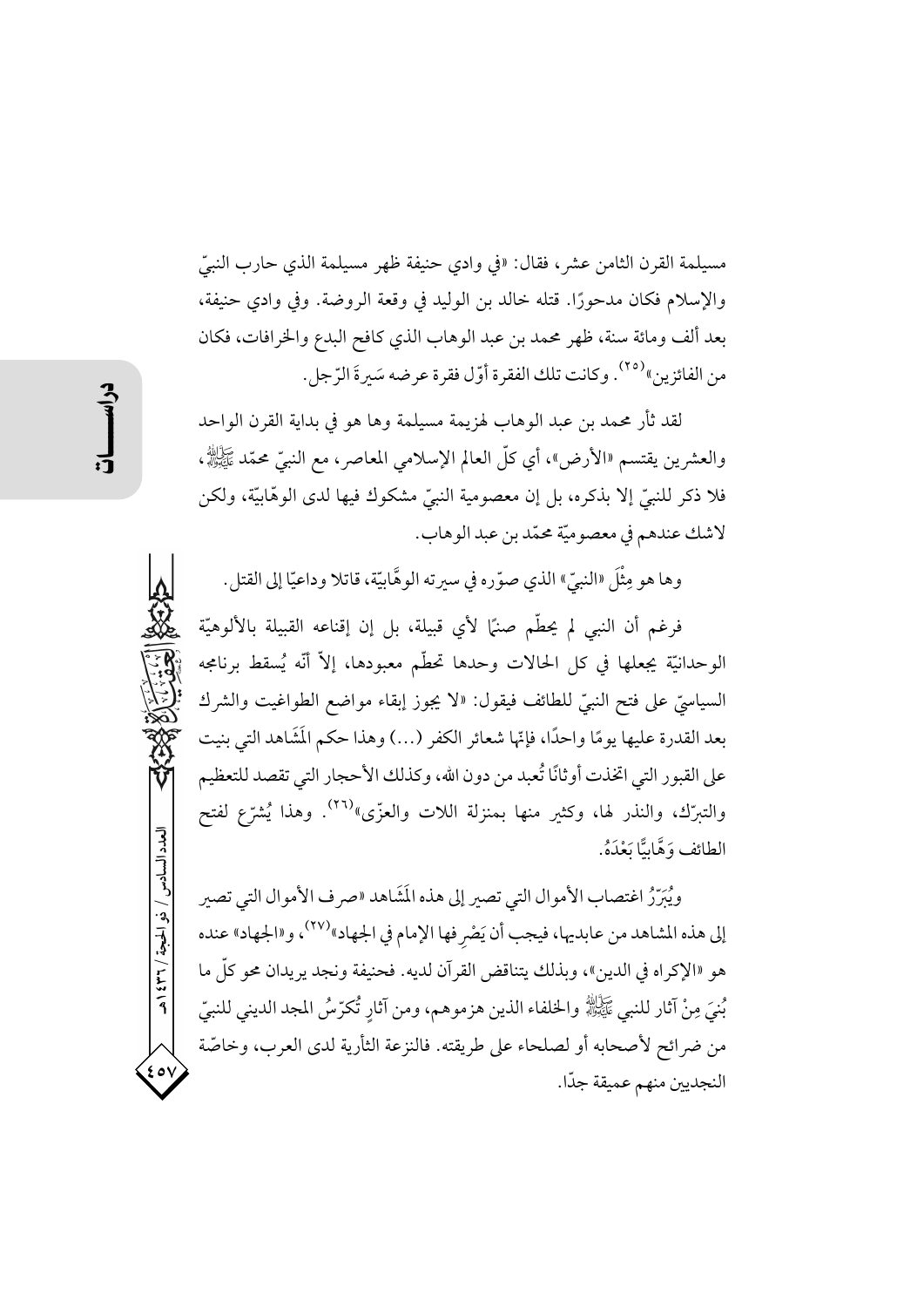مسيلمة القرن الثامن عشر، فقال: «في وادي حنيفة ظهر مسيلمة الذي حارب النبيّ والإسلام فكان مدحورًا. قتله خالد بن الوليد في وقعة الروضة. وفي وادي حنيفة، بعد ألف ومائة سنة، ظهر محمد بن عبد الوهاب الذي كافح البدع والخرافات، فكان من الفائزين»[٢٥]. وكانت تلك الفقرة أوّل فقرة عرضه سَيرةَ الرّجل.

لقد ثأر محمد بن عبد الوهاب لهزيمة مسيلمة وها هو في بداية القرن الواحد والعشرين يقتسم «الأرض»، أي كلّ العالم الإسلامي المعاصر، مع النبيّ محمّد ﷺ، فلا ذكر للنبيّ إلا بذكره، بل إن معصومية النبيّ مشكوك فيها لدى الوهّابيّة، ولكن لاشك عندهم في معصوميّة محمّد بن عبد الوهاب.

وها هو مِثْلَ «النبيّ» الذي صوّره في سيرته الوهّابيّة، قاتلا وداعيًا إلى القتل.

فرغم أن النبي لم يحطّم صنمًا لأي قبيلة، بل إن إقناعه القبيلة بالألوهيّة الوحدانيّة يجعلها في كل الحالات وحدها تحطّم معبودها، إلاّ أنّه يُسقط برنامجه السياسيّ على فتح النبيّ للطائف فيقول: «لا يجوز إبقاء مواضع الطواغيت والشرك بعد القدرة عليها يومًا واحدًا، فإنّها شعائر الكفر (...) وهذا حكم المَشَاهد التي بنيت على القبور التي اتخذت أوثانًا تُعبد من دون الله، وكذلك الأحجار التي تقصد للتعظيم والتبرّك، والنذر لها، وكثير منها بمنزلة اللات والعزّى»[٢٦]. وهذا يُشرّع لفتح الطائف وَهَّابيًّا بَعْدَهُ.

ويُبَرّرُ اغتصاب الأموال التي تصير إلى هذه المَشَاهد «صرف الأموال التي تصير إلى هذه المشاهد من عابديها، فيجب أن يَصْرِفها الإمام في الجهاد»[٢٧]، و«الجهاد» عنده هو «الإكراه في الدين»، وبذلك يتناقض القرآن لديه. فحنيفة ونجد يريدان محو كلّ ما بُنِيَ مِنْ آثار للنبي ﷺ والخلفاء الذين هزموهم، ومن آثارٍ تُكرّسُ المجد الديني للنبيّ من ضرائح لأصحابه أو لصلحاء على طريقته. فالنزعة الثأرية لدى العرب، وخاصّة النجديين منهم عميقة جدّا.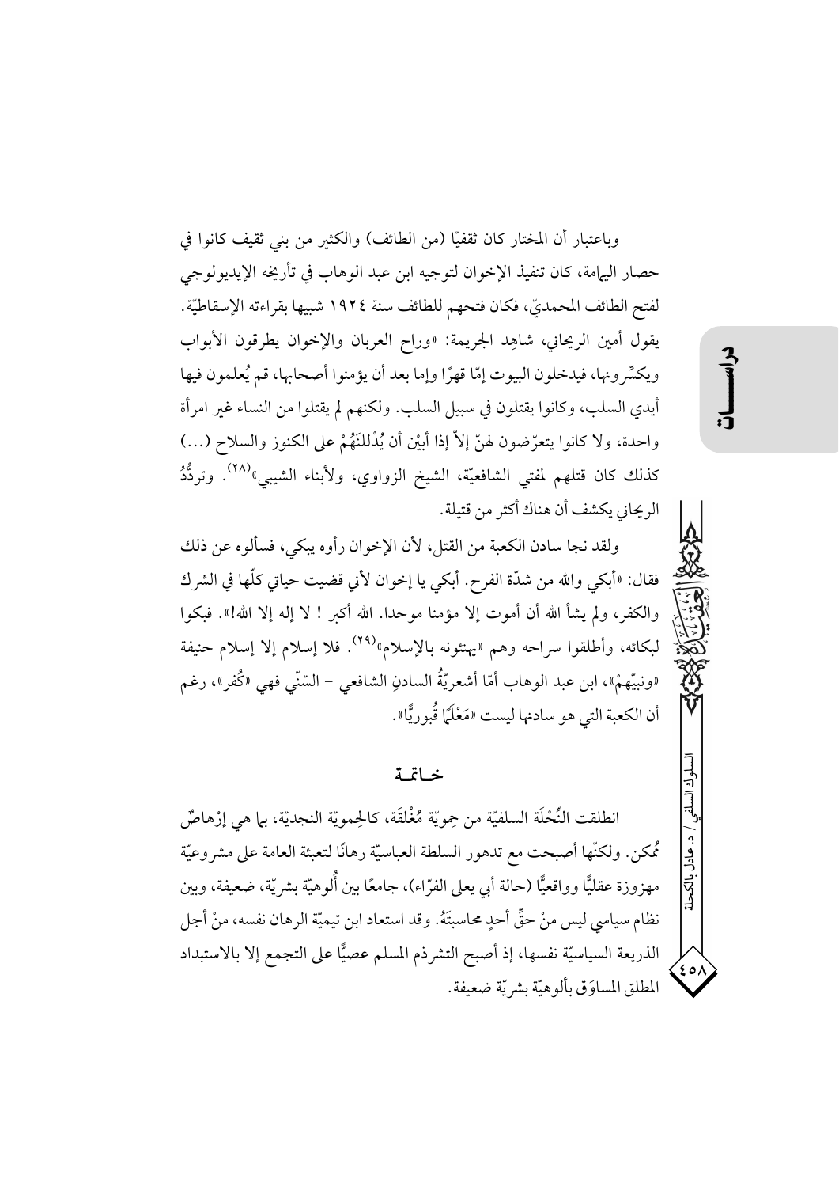وباعتبار أن المختار كان ثقفيّا (من الطائف) والكثير من بني ثقيف كانوا في حصار اليمامة، كان تنفيذ الإخوان لتوجيه ابن عبد الوهاب في تأريخه الإيديولوجي لفتح الطائف المحمديّ، فكان فتحهم للطائف سنة ١٩٢٤ شبيها بقراءته الإسقاطيّة. يقول أمين الريحاني، شاهِد الجريمة: «وراح العربان والإخوان يطرقون الأبواب ويكسِّرونها، فيدخلون البيوت إمّا قهرًا وإما بعد أن يؤمنوا أصحابها، ثم يُعلمون فيها أيدي السلب، وكانوا يقتلون في سبيل السلب. ولكنهم لم يقتلوا من النساء غير امرأة واحدة، ولا كانوا يتعرّضون لهنّ إلاّ إذا أبيْن أن يُدْلِلنَهُمْ على الكنوز والسلاح (...) كذلك كان قتلهم لمفتي الشافعيّة، الشيخ الزواوي، ولأبناء الشيبي»[٢٨]. وتردُّدُ الريحاني يكشف أن هناك أكثر من قتيلة.

ولقد نجا سادن الكعبة من القتل، لأن الإخوان رأوه يبكي، فسألوه عن ذلك فقال: «أبكي والله من شدّة الفرح. أبكي يا إخوان لأني قضيت حياتي كلّها في الشرك والكفر، ولم يشأ الله أن أموت إلا مؤمنا موحدا. الله أكبر ! لا إله إلا الله!». فبكوا لبكائه، وأطلقوا سراحه وهم «يهنئونه بالإسلام»[٢٩]. فلا إسلام إلا إسلام حنيفة «ونبيّهمْ»، ابن عبد الوهاب أمّا أشعريّةُ السادنِ الشافعي – السّنّي فهي «كُفر»، رغم أن الكعبة التي هو سادنها ليست «مَعْلَمًا قُبوريًّا».

## خاتمة

انطلقت النِّحْلَة السلفيّة من حِمِيّة مُغْلَقة، كالحِميّة النجديّة، بما هي إرْهاصٌ مُمكن. ولكنّها أصبحت مع تدهور السلطة العباسيّة رهانًا لتعبئة العامة على مشروعيّة مهزوزة عقليًّا وواقعيًّا (حالة أبي يعلى الفرّاء)، جامعًا بين أُلوهيّة بشريّة، ضعيفة، وبين نظام سياسي ليس منْ حقِّ أحدٍ محاسبتَهُ. وقد استعاد ابن تيميّة الرهان نفسه، منْ أجل الذريعة السياسيّة نفسها، إذ أصبح التشرذم المسلم عصيًّا على التجمع إلا بالاستبداد المطلق المساوَق بألوهيّة بشريّة ضعيفة.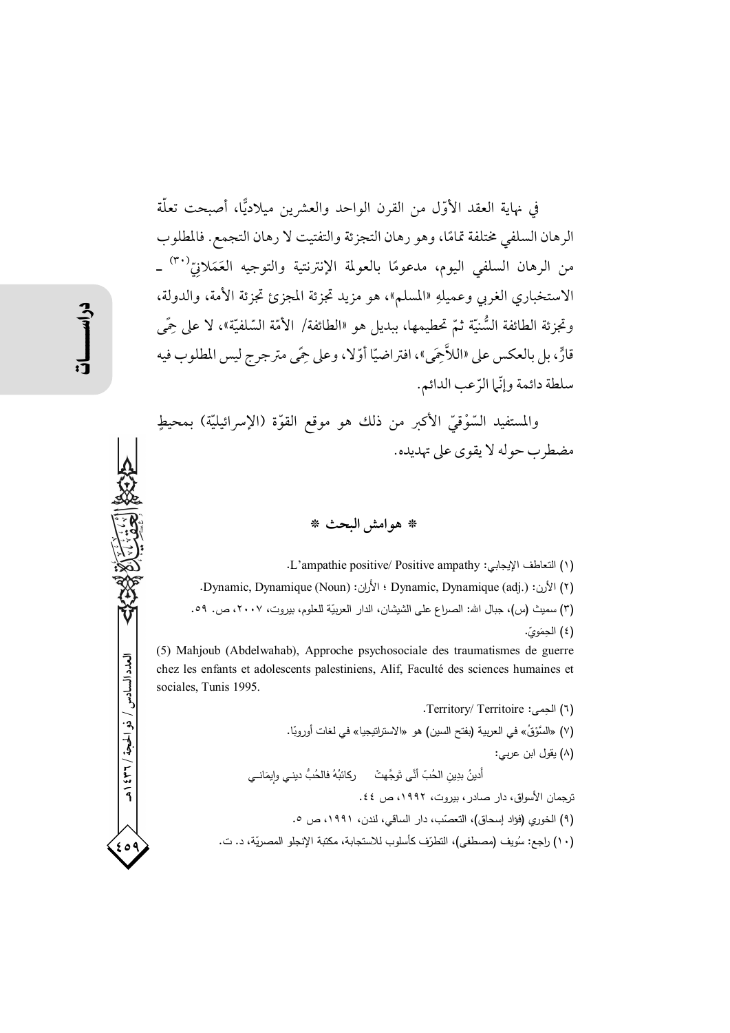في نهاية العقد الأوّل من القرن الواحد والعشرين ميلاديًّا، أصبحت تعلّة الرهان السلفي مختلفة تمامًا، وهو رهان التجزئة والتفتيت لا رهان التجمع. فالمطلوب من الرهان السلفي اليوم، مدعومًا بالعولمة الإنترنتية والتوجيه العَمَلانِيّ[٣٠] ـ الاستخباري الغربي وعميلِهِ «المسلم»، هو مزيد تجزئة المجزئ تجزئة الأمة، والدولة، وتجزئة الطائفة السُّنيّة ثمّ تحطيمها، ببديل هو «الطائفة/ الأمّة السّلفيّة»، لا على حِمًى قارٍّ، بل بالعكس على «اللاَّحِمَى»، افتراضيّا أوّلا، وعلى حِمًى مترجرج ليس المطلوب فيه سلطة دائمة وإنّما الرّعب الدائم.

والمستفيد السّوْقيّ الأكبر من ذلك هو موقع القوّة (الإسرائيليّة) بمحيطٍ مضطرب حوله لا يقوى على تهديده.

## * هوامش البحث *

(١) التعاطف الإيجابي: L'ampathie positive/ Positive ampathy.

(٢) الأرن: (.Dynamic, Dynamique (adj ؛ الأَرَن: (Dynamic, Dynamique (Noun.

(٣) سميث (س)، جبال الله: الصراع على الشيشان، الدار العربيّة للعلوم، بيروت، ٢٠٠٧، ص. ٥٩.

(٤) الحِمَويّ.

(5) Mahjoub (Abdelwahab), Approche psychosociale des traumatismes de guerre chez les enfants et adolescents palestiniens, Alif, Faculté des sciences humaines et sociales, Tunis 1995.

(٦) الحِمى: Territory/ Territoire.

(٧) «السَّوْقُ» في العربية (بفتح السين) هو «الاستراتيجيا» في لغات أوروبّا.

(٨) يقول ابن عربي:

أَدينُ بدِينِ الحُبّ أنَّى تَوَجَّهتْ ركائبُهُ فالحُبُّ ديني وإيمَانـي

ترجمان الأسواق، دار صادر، بيروت، ١٩٩٢، ص ٤٤.

(٩) الخوري (فؤاد إسحاق)، التعصّب، دار الساقي، لندن، ١٩٩١، ص ٥.

(١٠) راجع: سُويف (مصطفى)، التطرّف كأسلوب للاستجابة، مكتبة الإنجلو المصريّة، د. ت.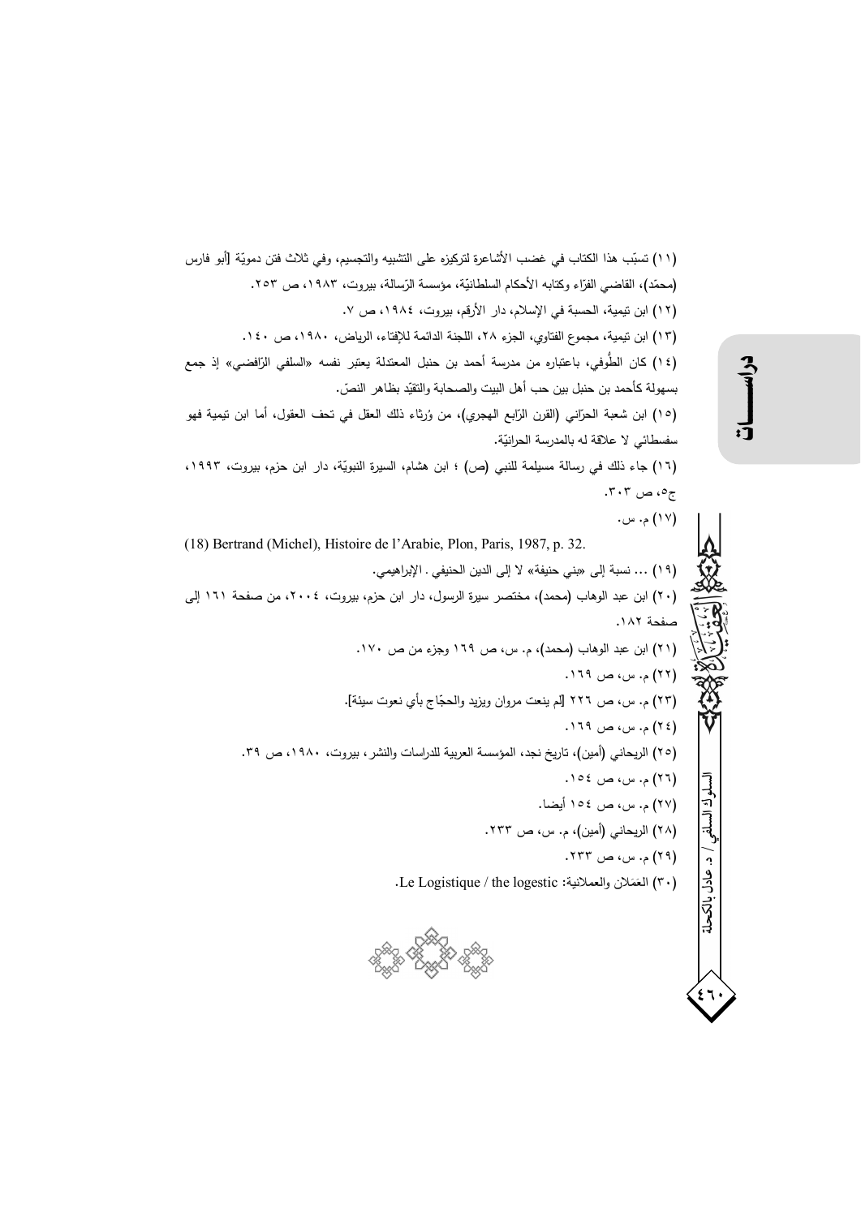(١١) تسبّب هذا الكتاب في غضب الأشاعرة لتركيزه على التشبيه والتجسيم، وفي ثلاث فتن دمويّة [أبو فارس (محمّد)، القاضي الفرّاء وكتابه الأحكام السلطانيّة، مؤسسة الرّسالة، بيروت، ١٩٨٣، ص ٢٥٣.

(١٢) ابن تيمية، الحسبة في الإسلام، دار الأرقم، بيروت، ١٩٨٤، ص ٧.

(١٣) ابن تيمية، مجموع الفتاوي، الجزء ٢٨، اللجنة الدائمة للإفتاء، الرياض، ١٩٨٠، ص ١٤٠.

(١٤) كان الطُّوفي، باعتباره من مدرسة أحمد بن حنبل المعتدلة يعتبر نفسه «السلفي الرّافضي» إذ جمع بسهولة كأحمد بن حنبل بين حب أهل البيت والصحابة والتقيّد بظاهر النصّ.

(١٥) ابن شعبة الحرّاني (القرن الرّابع الهجري)، من وُرثاء ذلك العقل في تحف العقول، أما ابن تيمية فهو سفسطائي لا علاقة له بالمدرسة الحرانيّة.

(١٦) جاء ذلك في رسالة مسيلمة للنبي (ص) ؛ ابن هشام، السيرة النبويّة، دار ابن حزم، بيروت، ١٩٩٣، ج٥، ص ٣٠٣.

(١٧) م. س.

(18) Bertrand (Michel), Histoire de l'Arabie, Plon, Paris, 1987, p. 32.

(١٩) ... نسبة إلى «بني حنيفة» لا إلى الدين الحنيفي . الإبراهيمي.

(٢٠) ابن عبد الوهاب (محمد)، مختصر سيرة الرسول، دار ابن حزم، بيروت، ٢٠٠٤، من صفحة ١٦١ إلى صفحة ١٨٢.

(٢١) ابن عبد الوهاب (محمد)، م. س، ص ١٦٩ وجزء من ص ١٧٠.

(٢٢) م. س، ص ١٦٩.

(٢٣) م. س، ص ٢٢٦ [لم ينعت مروان ويزيد والحجّاج بأي نعوت سيئة].

(٢٤) م. س، ص ١٦٩.

(٢٥) الريحاني (أمين)، تاريخ نجد، المؤسسة العربية للدراسات والنشر، بيروت، ١٩٨٠، ص ٣٩.

(٢٦) م. س، ص ١٥٤.

(٢٧) م. س، ص ١٥٤ أيضا.

(٢٨) الريحاني (أمين)، م. س، ص ٢٣٣.

(٢٩) م. س، ص ٢٣٣.

(٣٠) العَمَلان والعملانية: Le Logistique / the logestic.